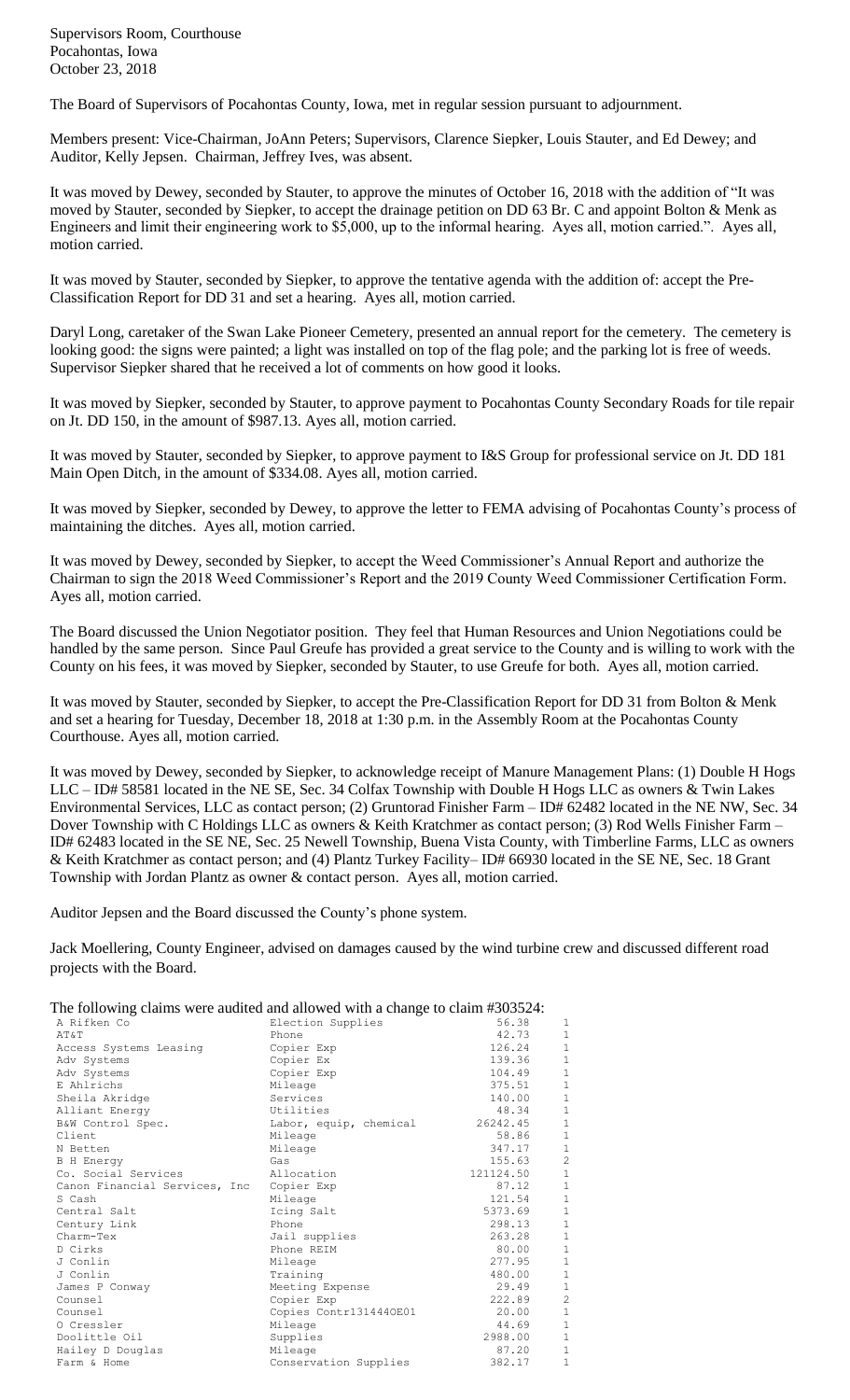Supervisors Room, Courthouse
Pocahontas, Iowa
October 23, 2018

The Board of Supervisors of Pocahontas County, Iowa, met in regular session pursuant to adjournment.

Members present: Vice-Chairman, JoAnn Peters; Supervisors, Clarence Siepker, Louis Stauter, and Ed Dewey; and Auditor, Kelly Jepsen. Chairman, Jeffrey Ives, was absent.

It was moved by Dewey, seconded by Stauter, to approve the minutes of October 16, 2018 with the addition of "It was moved by Stauter, seconded by Siepker, to accept the drainage petition on DD 63 Br. C and appoint Bolton & Menk as Engineers and limit their engineering work to $5,000, up to the informal hearing. Ayes all, motion carried.". Ayes all, motion carried.

It was moved by Stauter, seconded by Siepker, to approve the tentative agenda with the addition of: accept the Pre-Classification Report for DD 31 and set a hearing. Ayes all, motion carried.

Daryl Long, caretaker of the Swan Lake Pioneer Cemetery, presented an annual report for the cemetery. The cemetery is looking good: the signs were painted; a light was installed on top of the flag pole; and the parking lot is free of weeds. Supervisor Siepker shared that he received a lot of comments on how good it looks.

It was moved by Siepker, seconded by Stauter, to approve payment to Pocahontas County Secondary Roads for tile repair on Jt. DD 150, in the amount of $987.13. Ayes all, motion carried.

It was moved by Stauter, seconded by Siepker, to approve payment to I&S Group for professional service on Jt. DD 181 Main Open Ditch, in the amount of $334.08. Ayes all, motion carried.

It was moved by Siepker, seconded by Dewey, to approve the letter to FEMA advising of Pocahontas County's process of maintaining the ditches. Ayes all, motion carried.

It was moved by Dewey, seconded by Siepker, to accept the Weed Commissioner's Annual Report and authorize the Chairman to sign the 2018 Weed Commissioner's Report and the 2019 County Weed Commissioner Certification Form. Ayes all, motion carried.

The Board discussed the Union Negotiator position. They feel that Human Resources and Union Negotiations could be handled by the same person. Since Paul Greufe has provided a great service to the County and is willing to work with the County on his fees, it was moved by Siepker, seconded by Stauter, to use Greufe for both. Ayes all, motion carried.

It was moved by Stauter, seconded by Siepker, to accept the Pre-Classification Report for DD 31 from Bolton & Menk and set a hearing for Tuesday, December 18, 2018 at 1:30 p.m. in the Assembly Room at the Pocahontas County Courthouse. Ayes all, motion carried.

It was moved by Dewey, seconded by Siepker, to acknowledge receipt of Manure Management Plans: (1) Double H Hogs LLC – ID# 58581 located in the NE SE, Sec. 34 Colfax Township with Double H Hogs LLC as owners & Twin Lakes Environmental Services, LLC as contact person; (2) Gruntorad Finisher Farm – ID# 62482 located in the NE NW, Sec. 34 Dover Township with C Holdings LLC as owners & Keith Kratchmer as contact person; (3) Rod Wells Finisher Farm – ID# 62483 located in the SE NE, Sec. 25 Newell Township, Buena Vista County, with Timberline Farms, LLC as owners & Keith Kratchmer as contact person; and (4) Plantz Turkey Facility– ID# 66930 located in the SE NE, Sec. 18 Grant Township with Jordan Plantz as owner & contact person. Ayes all, motion carried.

Auditor Jepsen and the Board discussed the County's phone system.

Jack Moellering, County Engineer, advised on damages caused by the wind turbine crew and discussed different road projects with the Board.

The following claims were audited and allowed with a change to claim #303524:

| | | | |
|---|---|---|---|
| A Rifken Co | Election Supplies | 56.38 | 1 |
| AT&T | Phone | 42.73 | 1 |
| Access Systems Leasing | Copier Exp | 126.24 | 1 |
| Adv Systems | Copier Ex | 139.36 | 1 |
| Adv Systems | Copier Exp | 104.49 | 1 |
| E Ahlrichs | Mileage | 375.51 | 1 |
| Sheila Akridge | Services | 140.00 | 1 |
| Alliant Energy | Utilities | 48.34 | 1 |
| B&W Control Spec. | Labor, equip, chemical | 26242.45 | 1 |
| Client | Mileage | 58.86 | 1 |
| N Betten | Mileage | 347.17 | 1 |
| B H Energy | Gas | 155.63 | 2 |
| Co. Social Services | Allocation | 121124.50 | 1 |
| Canon Financial Services, Inc | Copier Exp | 87.12 | 1 |
| S Cash | Mileage | 121.54 | 1 |
| Central Salt | Icing Salt | 5373.69 | 1 |
| Century Link | Phone | 298.13 | 1 |
| Charm-Tex | Jail supplies | 263.28 | 1 |
| D Cirks | Phone REIM | 80.00 | 1 |
| J Conlin | Mileage | 277.95 | 1 |
| J Conlin | Training | 480.00 | 1 |
| James P Conway | Meeting Expense | 29.49 | 1 |
| Counsel | Copier Exp | 222.89 | 2 |
| Counsel | Copies Contr131444OE01 | 20.00 | 1 |
| O Cressler | Mileage | 44.69 | 1 |
| Doolittle Oil | Supplies | 2988.00 | 1 |
| Hailey D Douglas | Mileage | 87.20 | 1 |
| Farm & Home | Conservation Supplies | 382.17 | 1 |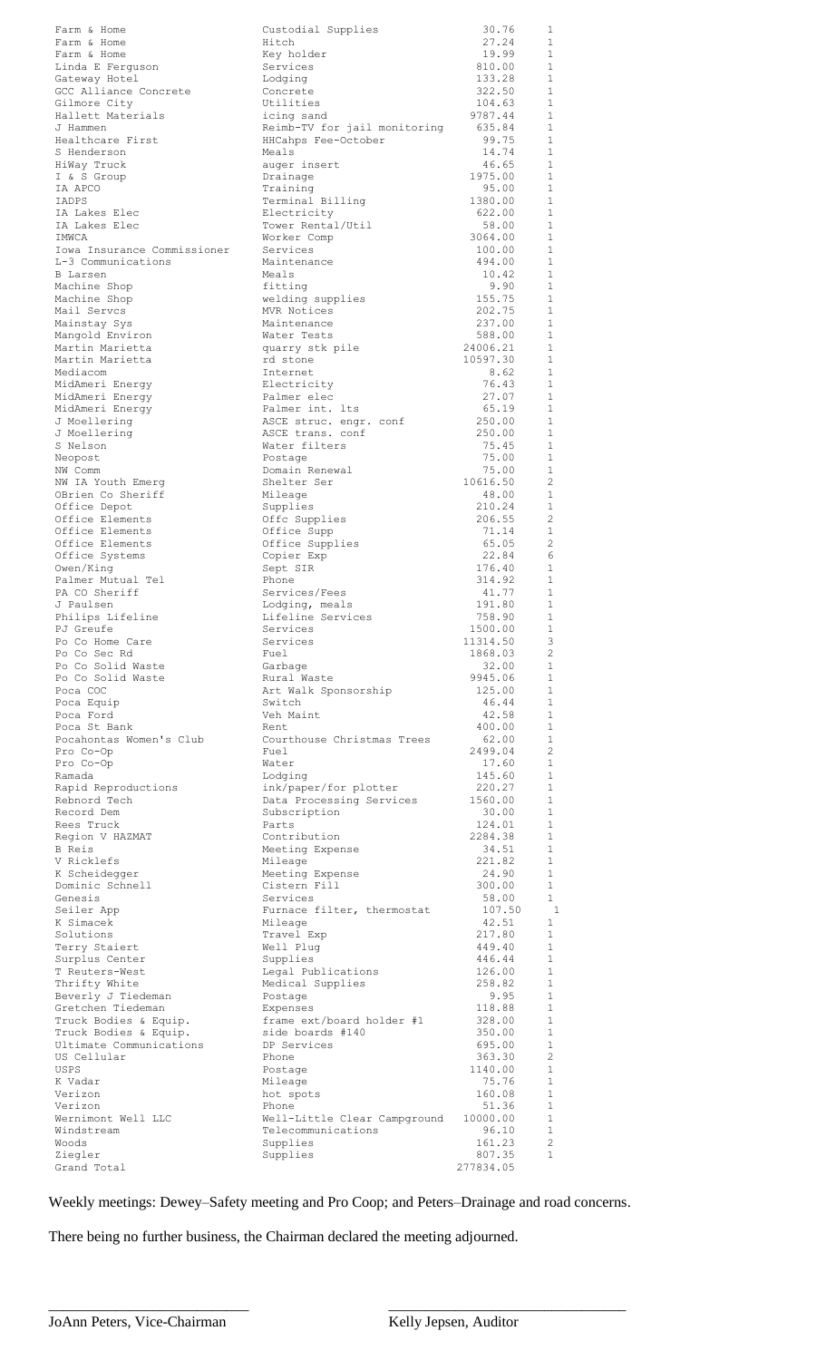| | | | |
|---|---|---|---|
| Farm & Home | Custodial Supplies | 30.76 | 1 |
| Farm & Home | Hitch | 27.24 | 1 |
| Farm & Home | Key holder | 19.99 | 1 |
| Linda E Ferguson | Services | 810.00 | 1 |
| Gateway Hotel | Lodging | 133.28 | 1 |
| GCC Alliance Concrete | Concrete | 322.50 | 1 |
| Gilmore City | Utilities | 104.63 | 1 |
| Hallett Materials | icing sand | 9787.44 | 1 |
| J Hammen | Reimb-TV for jail monitoring | 635.84 | 1 |
| Healthcare First | HHCahps Fee-October | 99.75 | 1 |
| S Henderson | Meals | 14.74 | 1 |
| HiWay Truck | auger insert | 46.65 | 1 |
| I & S Group | Drainage | 1975.00 | 1 |
| IA APCO | Training | 95.00 | 1 |
| IADPS | Terminal Billing | 1380.00 | 1 |
| IA Lakes Elec | Electricity | 622.00 | 1 |
| IA Lakes Elec | Tower Rental/Util | 58.00 | 1 |
| IMWCA | Worker Comp | 3064.00 | 1 |
| Iowa Insurance Commissioner | Services | 100.00 | 1 |
| L-3 Communications | Maintenance | 494.00 | 1 |
| B Larsen | Meals | 10.42 | 1 |
| Machine Shop | fitting | 9.90 | 1 |
| Machine Shop | welding supplies | 155.75 | 1 |
| Mail Servcs | MVR Notices | 202.75 | 1 |
| Mainstay Sys | Maintenance | 237.00 | 1 |
| Mangold Environ | Water Tests | 588.00 | 1 |
| Martin Marietta | quarry stk pile | 24006.21 | 1 |
| Martin Marietta | rd stone | 10597.30 | 1 |
| Mediacom | Internet | 8.62 | 1 |
| MidAmeri Energy | Electricity | 76.43 | 1 |
| MidAmeri Energy | Palmer elec | 27.07 | 1 |
| MidAmeri Energy | Palmer int. lts | 65.19 | 1 |
| J Moellering | ASCE struc. engr. conf | 250.00 | 1 |
| J Moellering | ASCE trans. conf | 250.00 | 1 |
| S Nelson | Water filters | 75.45 | 1 |
| Neopost | Postage | 75.00 | 1 |
| NW Comm | Domain Renewal | 75.00 | 1 |
| NW IA Youth Emerg | Shelter Ser | 10616.50 | 2 |
| OBrien Co Sheriff | Mileage | 48.00 | 1 |
| Office Depot | Supplies | 210.24 | 1 |
| Office Elements | Offc Supplies | 206.55 | 2 |
| Office Elements | Office Supp | 71.14 | 1 |
| Office Elements | Office Supplies | 65.05 | 2 |
| Office Systems | Copier Exp | 22.84 | 6 |
| Owen/King | Sept SIR | 176.40 | 1 |
| Palmer Mutual Tel | Phone | 314.92 | 1 |
| PA CO Sheriff | Services/Fees | 41.77 | 1 |
| J Paulsen | Lodging, meals | 191.80 | 1 |
| Philips Lifeline | Lifeline Services | 758.90 | 1 |
| PJ Greufe | Services | 1500.00 | 1 |
| Po Co Home Care | Services | 11314.50 | 3 |
| Po Co Sec Rd | Fuel | 1868.03 | 2 |
| Po Co Solid Waste | Garbage | 32.00 | 1 |
| Po Co Solid Waste | Rural Waste | 9945.06 | 1 |
| Poca COC | Art Walk Sponsorship | 125.00 | 1 |
| Poca Equip | Switch | 46.44 | 1 |
| Poca Ford | Veh Maint | 42.58 | 1 |
| Poca St Bank | Rent | 400.00 | 1 |
| Pocahontas Women's Club | Courthouse Christmas Trees | 62.00 | 1 |
| Pro Co-Op | Fuel | 2499.04 | 2 |
| Pro Co-Op | Water | 17.60 | 1 |
| Ramada | Lodging | 145.60 | 1 |
| Rapid Reproductions | ink/paper/for plotter | 220.27 | 1 |
| Rebnord Tech | Data Processing Services | 1560.00 | 1 |
| Record Dem | Subscription | 30.00 | 1 |
| Rees Truck | Parts | 124.01 | 1 |
| Region V HAZMAT | Contribution | 2284.38 | 1 |
| B Reis | Meeting Expense | 34.51 | 1 |
| V Ricklefs | Mileage | 221.82 | 1 |
| K Scheidegger | Meeting Expense | 24.90 | 1 |
| Dominic Schnell | Cistern Fill | 300.00 | 1 |
| Genesis | Services | 58.00 | 1 |
| Seiler App | Furnace filter, thermostat | 107.50 | 1 |
| K Simacek | Mileage | 42.51 | 1 |
| Solutions | Travel Exp | 217.80 | 1 |
| Terry Staiert | Well Plug | 449.40 | 1 |
| Surplus Center | Supplies | 446.44 | 1 |
| T Reuters-West | Legal Publications | 126.00 | 1 |
| Thrifty White | Medical Supplies | 258.82 | 1 |
| Beverly J Tiedeman | Postage | 9.95 | 1 |
| Gretchen Tiedeman | Expenses | 118.88 | 1 |
| Truck Bodies & Equip. | frame ext/board holder #1 | 328.00 | 1 |
| Truck Bodies & Equip. | side boards #140 | 350.00 | 1 |
| Ultimate Communications | DP Services | 695.00 | 1 |
| US Cellular | Phone | 363.30 | 2 |
| USPS | Postage | 1140.00 | 1 |
| K Vadar | Mileage | 75.76 | 1 |
| Verizon | hot spots | 160.08 | 1 |
| Verizon | Phone | 51.36 | 1 |
| Wernimont Well LLC | Well-Little Clear Campground | 10000.00 | 1 |
| Windstream | Telecommunications | 96.10 | 1 |
| Woods | Supplies | 161.23 | 2 |
| Ziegler | Supplies | 807.35 | 1 |
| Grand Total | | 277834.05 | |

Weekly meetings: Dewey–Safety meeting and Pro Coop; and Peters–Drainage and road concerns.

There being no further business, the Chairman declared the meeting adjourned.

\_\_\_\_\_\_\_\_\_\_\_\_\_\_\_\_\_\_\_\_\_\_\_\_\_\_ \_\_\_\_\_\_\_\_\_\_\_\_\_\_\_\_\_\_\_\_\_\_\_\_\_\_\_\_\_\_\_\_

JoAnn Peters, Vice-Chairman Kelly Jepsen, Auditor